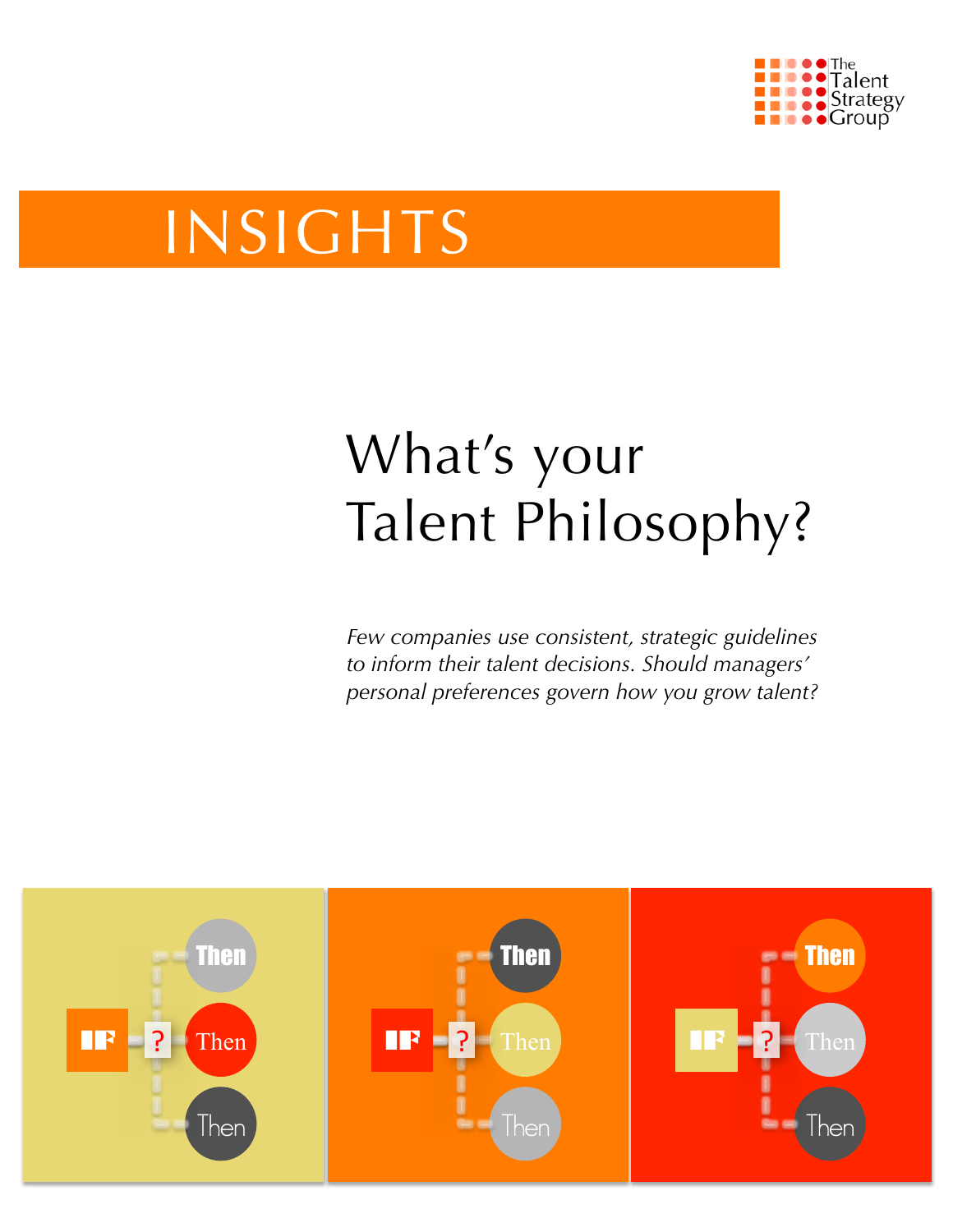The Talent Strategy Group

# INSIGHTS

## What's your Talent Philosophy?

*Few companies use consistent, strategic guidelines to inform their talent decisions. Should managers' personal preferences govern how you grow talent?*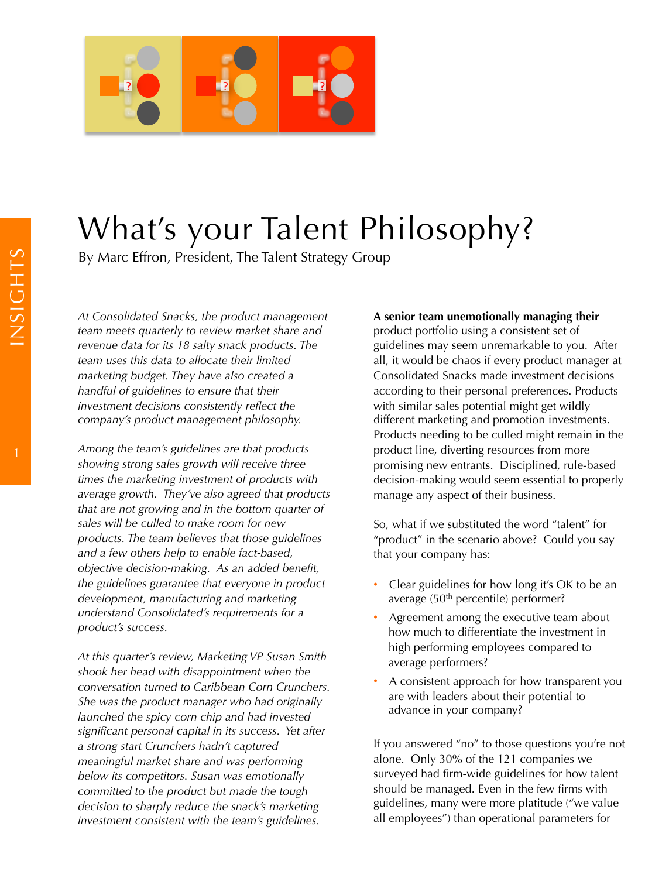# What's your Talent Philosophy?

By Marc Effron, President, The Talent Strategy Group

*At Consolidated Snacks, the product management team meets quarterly to review market share and revenue data for its 18 salty snack products. The team uses this data to allocate their limited marketing budget. They have also created a handful of guidelines to ensure that their investment decisions consistently reflect the company's product management philosophy.*

*Among the team's guidelines are that products showing strong sales growth will receive three times the marketing investment of products with average growth. They've also agreed that products that are not growing and in the bottom quarter of sales will be culled to make room for new products. The team believes that those guidelines and a few others help to enable fact-based, objective decision-making. As an added benefit, the guidelines guarantee that everyone in product development, manufacturing and marketing understand Consolidated's requirements for a product's success.*

*At this quarter's review, Marketing VP Susan Smith shook her head with disappointment when the conversation turned to Caribbean Corn Crunchers. She was the product manager who had originally launched the spicy corn chip and had invested significant personal capital in its success. Yet after a strong start Crunchers hadn't captured meaningful market share and was performing below its competitors. Susan was emotionally committed to the product but made the tough decision to sharply reduce the snack's marketing investment consistent with the team's guidelines.*

**A senior team unemotionally managing their** product portfolio using a consistent set of guidelines may seem unremarkable to you. After all, it would be chaos if every product manager at Consolidated Snacks made investment decisions according to their personal preferences. Products with similar sales potential might get wildly different marketing and promotion investments. Products needing to be culled might remain in the product line, diverting resources from more promising new entrants. Disciplined, rule-based decision-making would seem essential to properly manage any aspect of their business.

So, what if we substituted the word "talent" for "product" in the scenario above? Could you say that your company has:

- Clear guidelines for how long it's OK to be an average (50th percentile) performer?
- Agreement among the executive team about how much to differentiate the investment in high performing employees compared to average performers?
- A consistent approach for how transparent you are with leaders about their potential to advance in your company?

If you answered "no" to those questions you're not alone. Only 30% of the 121 companies we surveyed had firm-wide guidelines for how talent should be managed. Even in the few firms with guidelines, many were more platitude ("we value all employees") than operational parameters for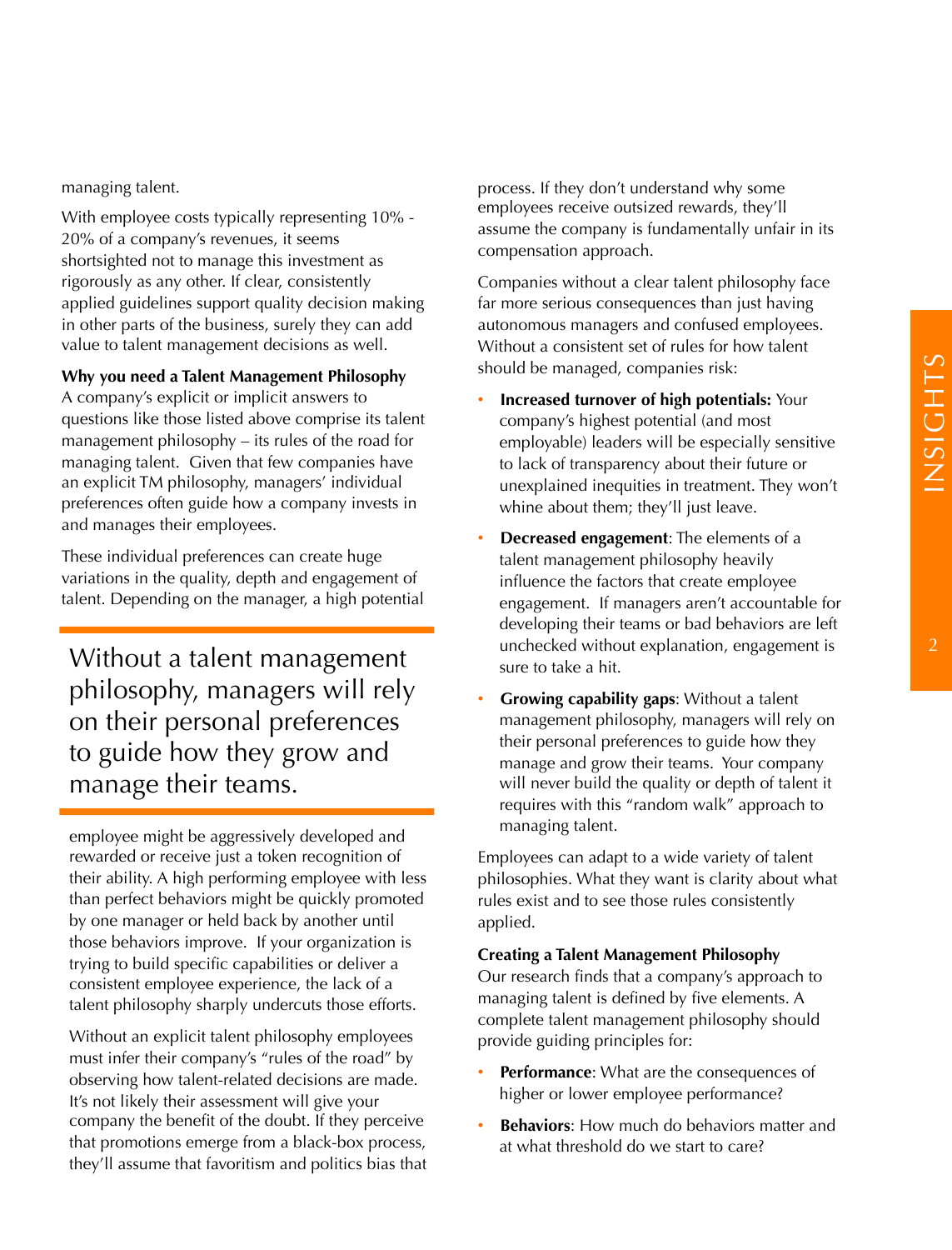managing talent.

With employee costs typically representing 10% - 20% of a company's revenues, it seems shortsighted not to manage this investment as rigorously as any other. If clear, consistently applied guidelines support quality decision making in other parts of the business, surely they can add value to talent management decisions as well.

**Why you need a Talent Management Philosophy**
A company's explicit or implicit answers to questions like those listed above comprise its talent management philosophy – its rules of the road for managing talent. Given that few companies have an explicit TM philosophy, managers' individual preferences often guide how a company invests in and manages their employees.

These individual preferences can create huge variations in the quality, depth and engagement of talent. Depending on the manager, a high potential employee might be aggressively developed and rewarded or receive just a token recognition of their ability. A high performing employee with less than perfect behaviors might be quickly promoted by one manager or held back by another until those behaviors improve. If your organization is trying to build specific capabilities or deliver a consistent employee experience, the lack of a talent philosophy sharply undercuts those efforts.

> Without a talent management philosophy, managers will rely on their personal preferences to guide how they grow and manage their teams.

Without an explicit talent philosophy employees must infer their company's "rules of the road" by observing how talent-related decisions are made. It's not likely their assessment will give your company the benefit of the doubt. If they perceive that promotions emerge from a black-box process, they'll assume that favoritism and politics bias that process. If they don't understand why some employees receive outsized rewards, they'll assume the company is fundamentally unfair in its compensation approach.

Companies without a clear talent philosophy face far more serious consequences than just having autonomous managers and confused employees. Without a consistent set of rules for how talent should be managed, companies risk:

- **Increased turnover of high potentials:** Your company's highest potential (and most employable) leaders will be especially sensitive to lack of transparency about their future or unexplained inequities in treatment. They won't whine about them; they'll just leave.
- **Decreased engagement**: The elements of a talent management philosophy heavily influence the factors that create employee engagement. If managers aren't accountable for developing their teams or bad behaviors are left unchecked without explanation, engagement is sure to take a hit.
- **Growing capability gaps**: Without a talent management philosophy, managers will rely on their personal preferences to guide how they manage and grow their teams. Your company will never build the quality or depth of talent it requires with this "random walk" approach to managing talent.

Employees can adapt to a wide variety of talent philosophies. What they want is clarity about what rules exist and to see those rules consistently applied.

**Creating a Talent Management Philosophy**
Our research finds that a company's approach to managing talent is defined by five elements. A complete talent management philosophy should provide guiding principles for:

- **Performance**: What are the consequences of higher or lower employee performance?
- **Behaviors**: How much do behaviors matter and at what threshold do we start to care?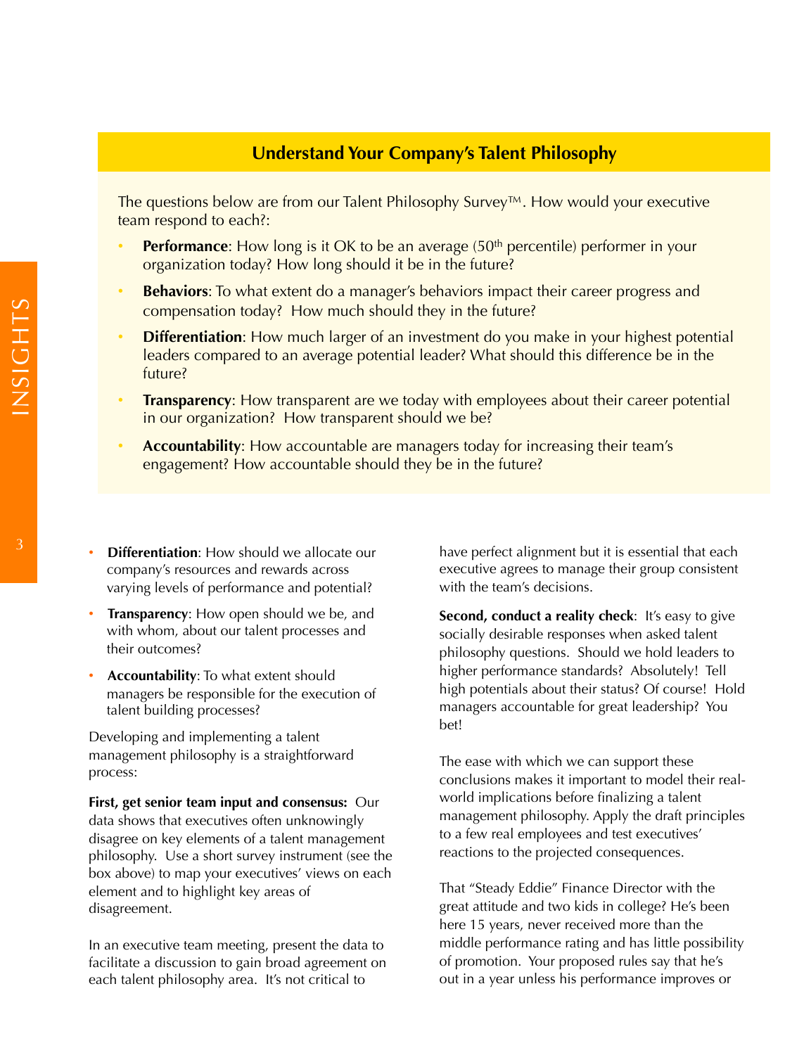## Understand Your Company's Talent Philosophy

The questions below are from our Talent Philosophy Survey™. How would your executive team respond to each?:

- **Performance**: How long is it OK to be an average (50th percentile) performer in your organization today? How long should it be in the future?
- **Behaviors**: To what extent do a manager's behaviors impact their career progress and compensation today? How much should they in the future?
- **Differentiation**: How much larger of an investment do you make in your highest potential leaders compared to an average potential leader? What should this difference be in the future?
- **Transparency**: How transparent are we today with employees about their career potential in our organization? How transparent should we be?
- **Accountability**: How accountable are managers today for increasing their team's engagement? How accountable should they be in the future?

- **Differentiation**: How should we allocate our company's resources and rewards across varying levels of performance and potential?
- **Transparency**: How open should we be, and with whom, about our talent processes and their outcomes?
- **Accountability**: To what extent should managers be responsible for the execution of talent building processes?

Developing and implementing a talent management philosophy is a straightforward process:

**First, get senior team input and consensus:** Our data shows that executives often unknowingly disagree on key elements of a talent management philosophy. Use a short survey instrument (see the box above) to map your executives' views on each element and to highlight key areas of disagreement.

In an executive team meeting, present the data to facilitate a discussion to gain broad agreement on each talent philosophy area. It's not critical to have perfect alignment but it is essential that each executive agrees to manage their group consistent with the team's decisions.

**Second, conduct a reality check**: It's easy to give socially desirable responses when asked talent philosophy questions. Should we hold leaders to higher performance standards? Absolutely! Tell high potentials about their status? Of course! Hold managers accountable for great leadership? You bet!

The ease with which we can support these conclusions makes it important to model their real-world implications before finalizing a talent management philosophy. Apply the draft principles to a few real employees and test executives' reactions to the projected consequences.

That "Steady Eddie" Finance Director with the great attitude and two kids in college? He's been here 15 years, never received more than the middle performance rating and has little possibility of promotion. Your proposed rules say that he's out in a year unless his performance improves or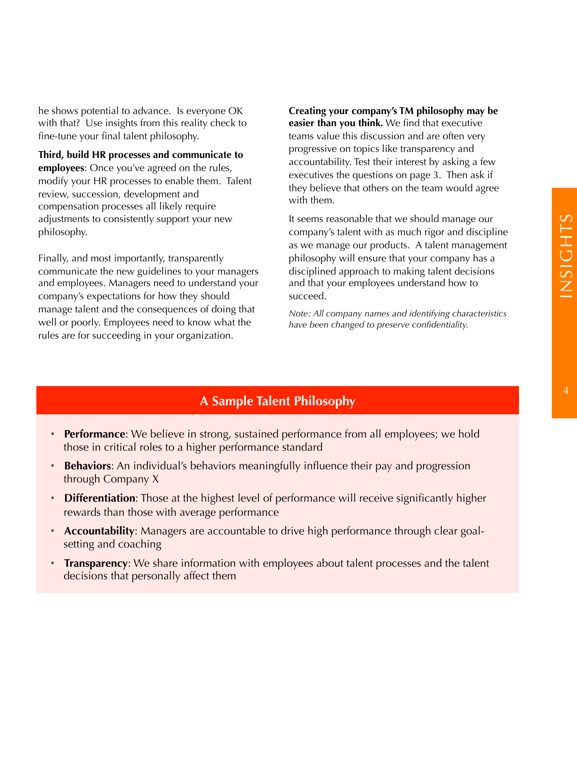he shows potential to advance. Is everyone OK with that? Use insights from this reality check to fine-tune your final talent philosophy.

**Third, build HR processes and communicate to employees**: Once you've agreed on the rules, modify your HR processes to enable them. Talent review, succession, development and compensation processes all likely require adjustments to consistently support your new philosophy.

Finally, and most importantly, transparently communicate the new guidelines to your managers and employees. Managers need to understand your company's expectations for how they should manage talent and the consequences of doing that well or poorly. Employees need to know what the rules are for succeeding in your organization.

**Creating your company's TM philosophy may be easier than you think.** We find that executive teams value this discussion and are often very progressive on topics like transparency and accountability. Test their interest by asking a few executives the questions on page 3. Then ask if they believe that others on the team would agree with them.

It seems reasonable that we should manage our company's talent with as much rigor and discipline as we manage our products. A talent management philosophy will ensure that your company has a disciplined approach to making talent decisions and that your employees understand how to succeed.

*Note: All company names and identifying characteristics have been changed to preserve confidentiality.*

## A Sample Talent Philosophy

- **Performance**: We believe in strong, sustained performance from all employees; we hold those in critical roles to a higher performance standard
- **Behaviors**: An individual's behaviors meaningfully influence their pay and progression through Company X
- **Differentiation**: Those at the highest level of performance will receive significantly higher rewards than those with average performance
- **Accountability**: Managers are accountable to drive high performance through clear goal-setting and coaching
- **Transparency**: We share information with employees about talent processes and the talent decisions that personally affect them